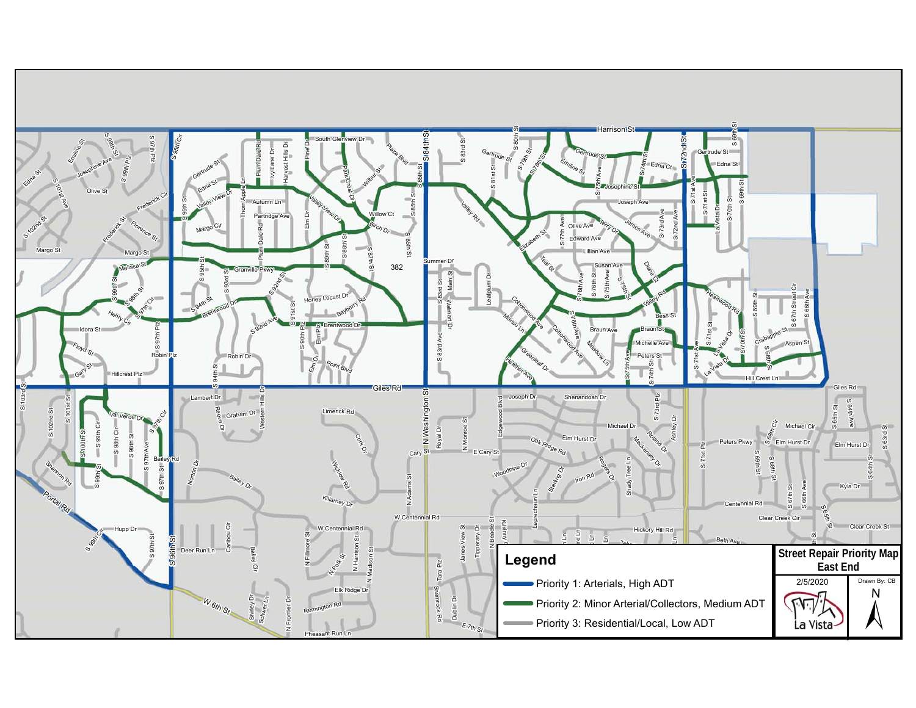# Street Repair Priority Map
## East End

2/5/2020

Drawn By: CB

N

La Vista

**Legend**

- Priority 1: Arterials, High ADT
- Priority 2: Minor Arterial/Collectors, Medium ADT
- Priority 3: Residential/Local, Low ADT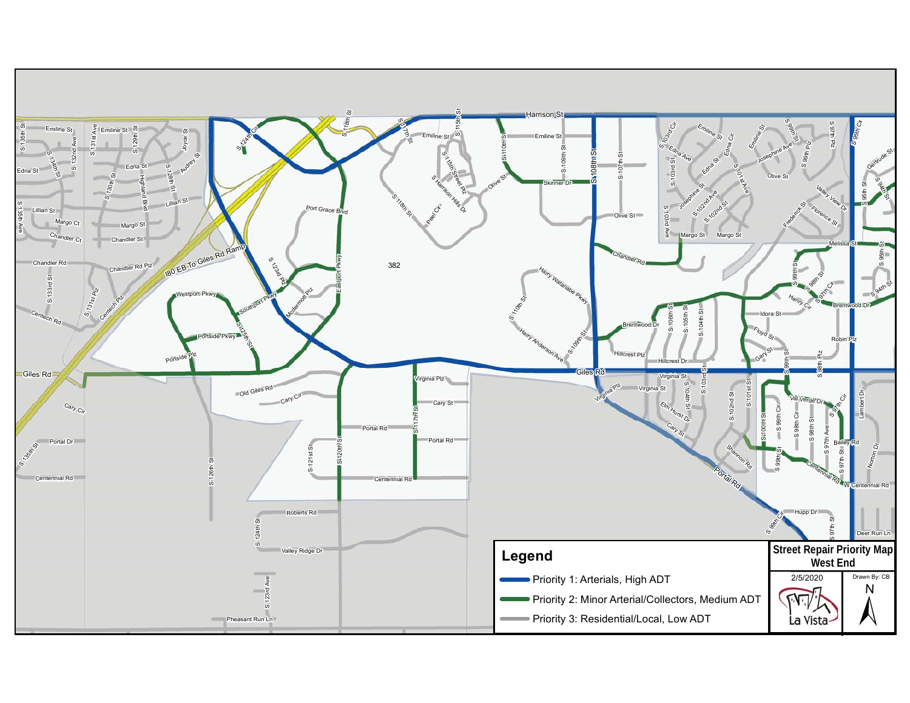# Street Repair Priority Map West End

## Legend

- Priority 1: Arterials, High ADT
- Priority 2: Minor Arterial/Collectors, Medium ADT
- Priority 3: Residential/Local, Low ADT

2/5/2020

Drawn By: CB

La Vista

N